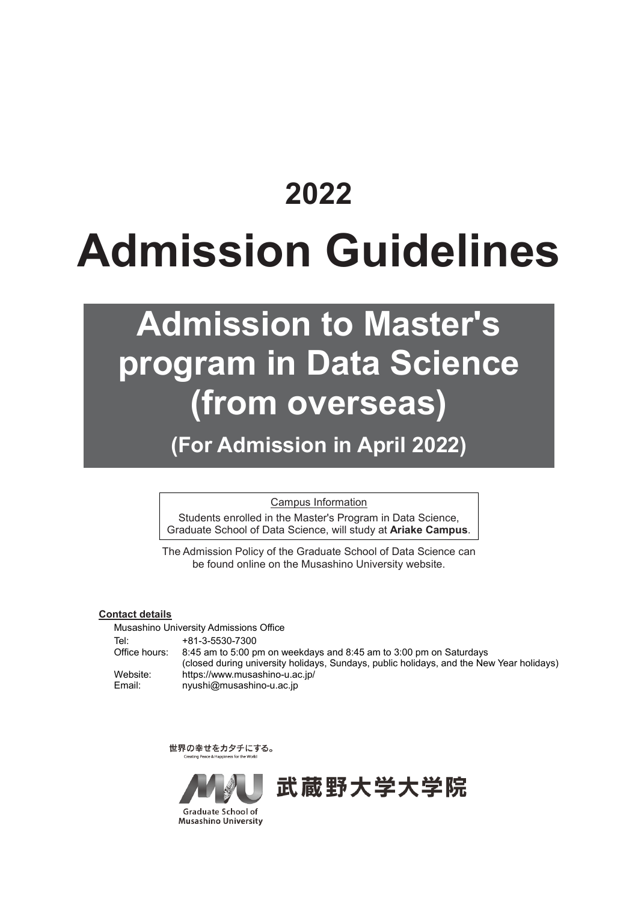# 2022

# Admission Guidelines

## Admission to Master's program in Data Science (from overseas)

### (For Admission in April 2022)

Campus Information

Students enrolled in the Master's Program in Data Science, Graduate School of Data Science, will study at **Ariake Campus**.

The Admission Policy of the Graduate School of Data Science can be found online on the Musashino University website.

**Contact details**

Musashino University Admissions Office

| | |
|---|---|
| Tel: | +81-3-5530-7300 |
| Office hours: | 8:45 am to 5:00 pm on weekdays and 8:45 am to 3:00 pm on Saturdays (closed during university holidays, Sundays, public holidays, and the New Year holidays) |
| Website: | https://www.musashino-u.ac.jp/ |
| Email: | nyushi@musashino-u.ac.jp |

世界の幸せをカタチにする。
Creating Peace & Happiness for the World

武蔵野大学大学院

Graduate School of Musashino University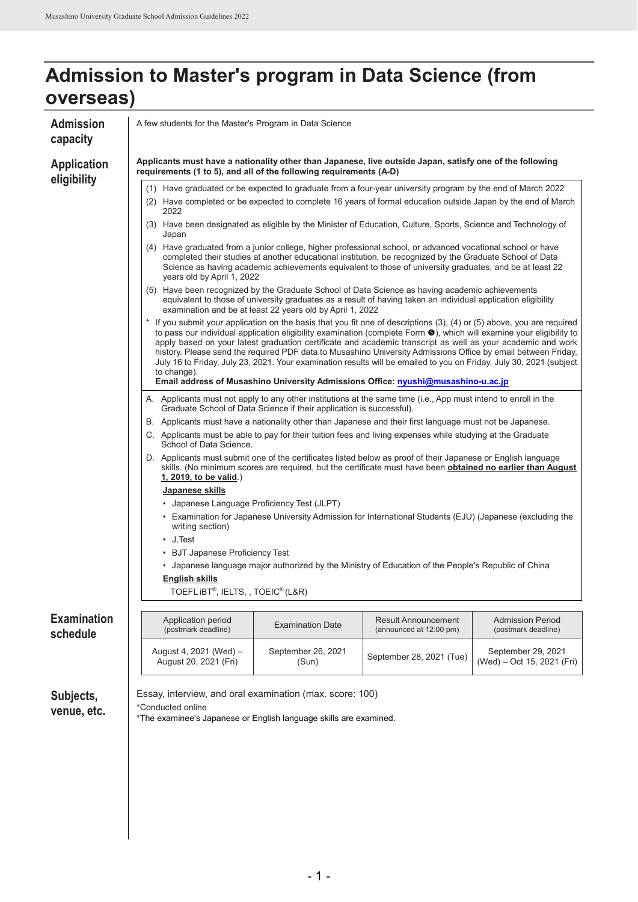# Admission to Master's program in Data Science (from overseas)

## Admission capacity

A few students for the Master's Program in Data Science

## Application eligibility

**Applicants must have a nationality other than Japanese, live outside Japan, satisfy one of the following requirements (1 to 5), and all of the following requirements (A-D)**

(1) Have graduated or be expected to graduate from a four-year university program by the end of March 2022

(2) Have completed or be expected to complete 16 years of formal education outside Japan by the end of March 2022

(3) Have been designated as eligible by the Minister of Education, Culture, Sports, Science and Technology of Japan

(4) Have graduated from a junior college, higher professional school, or advanced vocational school or have completed their studies at another educational institution, be recognized by the Graduate School of Data Science as having academic achievements equivalent to those of university graduates, and be at least 22 years old by April 1, 2022

(5) Have been recognized by the Graduate School of Data Science as having academic achievements equivalent to those of university graduates as a result of having taken an individual application eligibility examination and be at least 22 years old by April 1, 2022

\* If you submit your application on the basis that you fit one of descriptions (3), (4) or (5) above, you are required to pass our individual application eligibility examination (complete Form ❺), which will examine your eligibility to apply based on your latest graduation certificate and academic transcript as well as your academic and work history. Please send the required PDF data to Musashino University Admissions Office by email between Friday, July 16 to Friday, July 23, 2021. Your examination results will be emailed to you on Friday, July 30, 2021 (subject to change).
**Email address of Musashino University Admissions Office: nyushi@musashino-u.ac.jp**

A. Applicants must not apply to any other institutions at the same time (i.e., App must intend to enroll in the Graduate School of Data Science if their application is successful).

B. Applicants must have a nationality other than Japanese and their first language must not be Japanese.

C. Applicants must be able to pay for their tuition fees and living expenses while studying at the Graduate School of Data Science.

D. Applicants must submit one of the certificates listed below as proof of their Japanese or English language skills. (No minimum scores are required, but the certificate must have been **obtained no earlier than August 1, 2019, to be valid**.)

**Japanese skills**

- Japanese Language Proficiency Test (JLPT)
- Examination for Japanese University Admission for International Students (EJU) (Japanese (excluding the writing section)
- J.Test
- BJT Japanese Proficiency Test
- Japanese language major authorized by the Ministry of Education of the People's Republic of China

**English skills**

TOEFL iBT®, IELTS, , TOEIC® (L&R)

## Examination schedule

| Application period (postmark deadline) | Examination Date | Result Announcement (announced at 12:00 pm) | Admission Period (postmark deadline) |
|---|---|---|---|
| August 4, 2021 (Wed) – August 20, 2021 (Fri) | September 26, 2021 (Sun) | September 28, 2021 (Tue) | September 29, 2021 (Wed) – Oct 15, 2021 (Fri) |

## Subjects, venue, etc.

Essay, interview, and oral examination (max. score: 100)

\*Conducted online

\*The examinee's Japanese or English language skills are examined.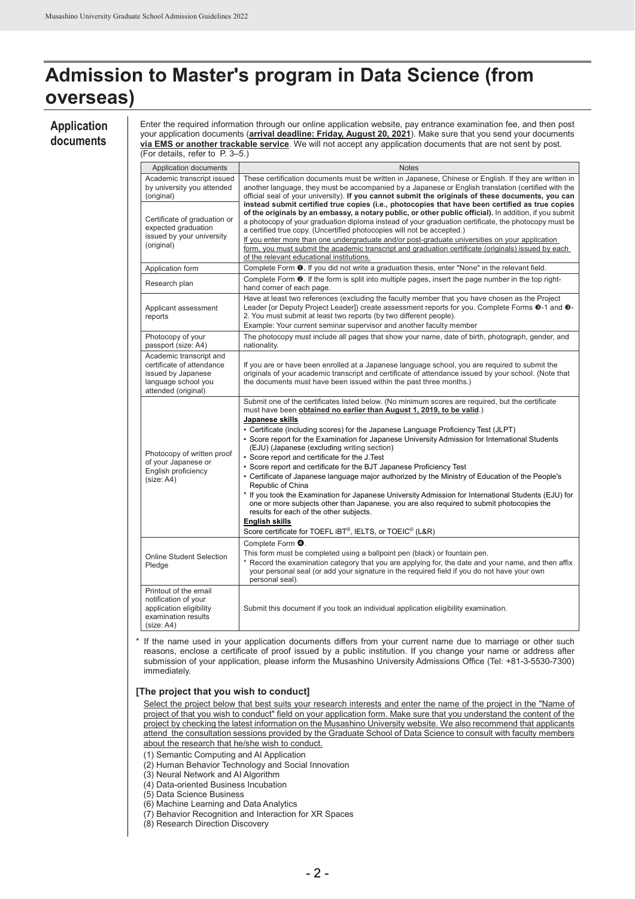# Admission to Master's program in Data Science (from overseas)

## Application documents

Enter the required information through our online application website, pay entrance examination fee, and then post your application documents (**arrival deadline: Friday, August 20, 2021**). Make sure that you send your documents **via EMS or another trackable service**. We will not accept any application documents that are not sent by post. (For details, refer to P. 3–5.)

| Application documents | Notes |
|---|---|
| Academic transcript issued by university you attended (original) | These certification documents must be written in Japanese, Chinese or English. If they are written in another language, they must be accompanied by a Japanese or English translation (certified with the official seal of your university). **If you cannot submit the originals of these documents, you can instead submit certified true copies (i.e., photocopies that have been certified as true copies of the originals by an embassy, a notary public, or other public official).** In addition, if you submit a photocopy of your graduation diploma instead of your graduation certificate, the photocopy must be a certified true copy. (Uncertified photocopies will not be accepted.) If you enter more than one undergraduate and/or post-graduate universities on your application form, you must submit the academic transcript and graduation certificate (originals) issued by each of the relevant educational institutions. |
| Certificate of graduation or expected graduation issued by your university (original) | |
| Application form | Complete Form ❶. If you did not write a graduation thesis, enter "None" in the relevant field. |
| Research plan | Complete Form ❷. If the form is split into multiple pages, insert the page number in the top right-hand corner of each page. |
| Applicant assessment reports | Have at least two references (excluding the faculty member that you have chosen as the Project Leader [or Deputy Project Leader]) create assessment reports for you. Complete Forms ❸-1 and ❸-2. You must submit at least two reports (by two different people). Example: Your current seminar supervisor and another faculty member |
| Photocopy of your passport (size: A4) | The photocopy must include all pages that show your name, date of birth, photograph, gender, and nationality. |
| Academic transcript and certificate of attendance issued by Japanese language school you attended (original) | If you are or have been enrolled at a Japanese language school, you are required to submit the originals of your academic transcript and certificate of attendance issued by your school. (Note that the documents must have been issued within the past three months.) |
| Photocopy of written proof of your Japanese or English proficiency (size: A4) | Submit one of the certificates listed below. (No minimum scores are required, but the certificate must have been **obtained no earlier than August 1, 2019, to be valid**.)<br>**Japanese skills**<br>• Certificate (including scores) for the Japanese Language Proficiency Test (JLPT)<br>• Score report for the Examination for Japanese University Admission for International Students (EJU) (Japanese (excluding writing section)<br>• Score report and certificate for the J.Test<br>• Score report and certificate for the BJT Japanese Proficiency Test<br>• Certificate of Japanese language major authorized by the Ministry of Education of the People's Republic of China<br>* If you took the Examination for Japanese University Admission for International Students (EJU) for one or more subjects other than Japanese, you are also required to submit photocopies the results for each of the other subjects.<br>**English skills**<br>Score certificate for TOEFL iBT®, IELTS, or TOEIC® (L&R) |
| Online Student Selection Pledge | Complete Form ❹.<br>This form must be completed using a ballpoint pen (black) or fountain pen.<br>* Record the examination category that you are applying for, the date and your name, and then affix your personal seal (or add your signature in the required field if you do not have your own personal seal). |
| Printout of the email notification of your application eligibility examination results (size: A4) | Submit this document if you took an individual application eligibility examination. |

\* If the name used in your application documents differs from your current name due to marriage or other such reasons, enclose a certificate of proof issued by a public institution. If you change your name or address after submission of your application, please inform the Musashino University Admissions Office (Tel: +81-3-5530-7300) immediately.

### [The project that you wish to conduct]

Select the project below that best suits your research interests and enter the name of the project in the "Name of project of that you wish to conduct" field on your application form. Make sure that you understand the content of the project by checking the latest information on the Musashino University website. We also recommend that applicants attend the consultation sessions provided by the Graduate School of Data Science to consult with faculty members about the research that he/she wish to conduct.

(1) Semantic Computing and AI Application
(2) Human Behavior Technology and Social Innovation
(3) Neural Network and AI Algorithm
(4) Data-oriented Business Incubation
(5) Data Science Business
(6) Machine Learning and Data Analytics
(7) Behavior Recognition and Interaction for XR Spaces
(8) Research Direction Discovery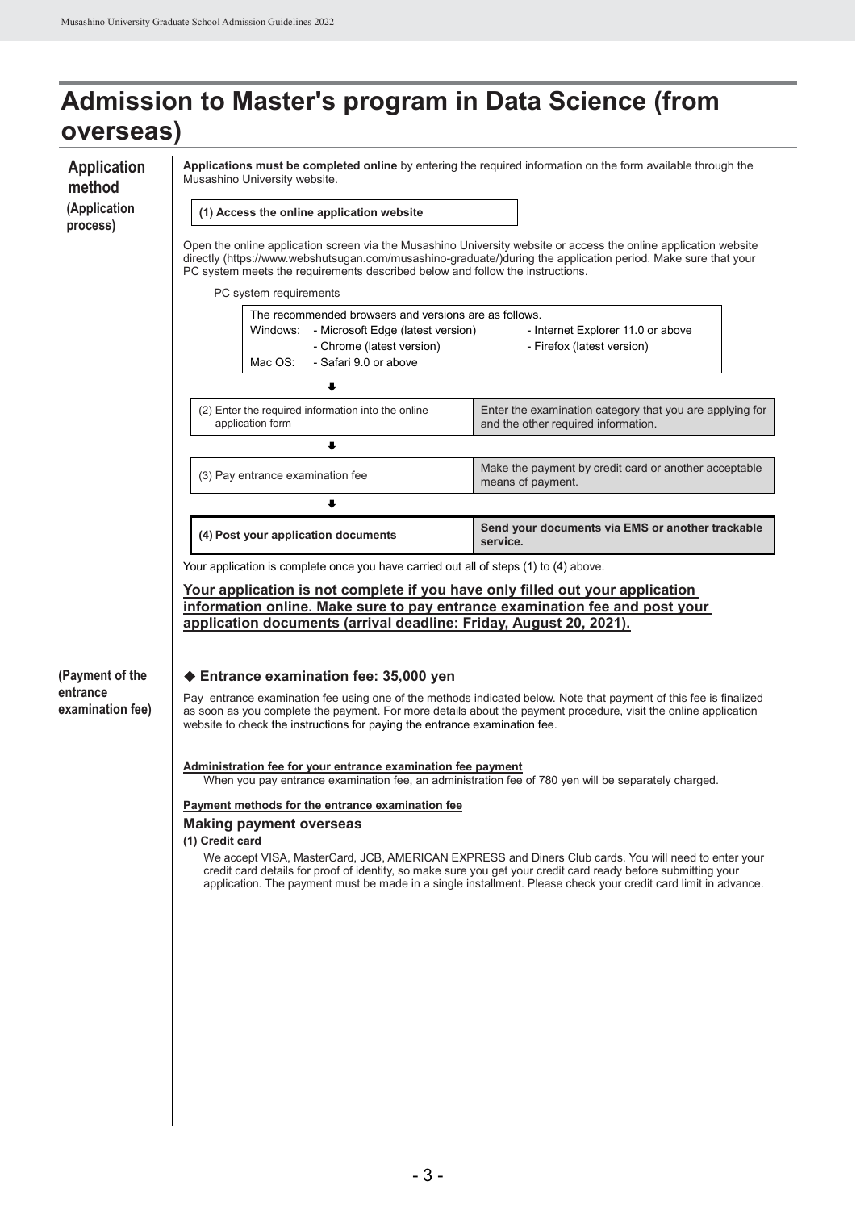# Admission to Master's program in Data Science (from overseas)

## Application method

### (Application process)

**Applications must be completed online** by entering the required information on the form available through the Musashino University website.

**(1) Access the online application website**

Open the online application screen via the Musashino University website or access the online application website directly (https://www.webshutsugan.com/musashino-graduate/)during the application period. Make sure that your PC system meets the requirements described below and follow the instructions.

PC system requirements

The recommended browsers and versions are as follows.

| | | |
|---|---|---|
| Windows: | - Microsoft Edge (latest version) | - Internet Explorer 11.0 or above |
| | - Chrome (latest version) | - Firefox (latest version) |
| Mac OS: | - Safari 9.0 or above | |

↓

| | |
|---|---|
| (2) Enter the required information into the online application form | Enter the examination category that you are applying for and the other required information. |

↓

| | |
|---|---|
| (3) Pay entrance examination fee | Make the payment by credit card or another acceptable means of payment. |

↓

| | |
|---|---|
| **(4) Post your application documents** | **Send your documents via EMS or another trackable service.** |

Your application is complete once you have carried out all of steps (1) to (4) above.

**Your application is not complete if you have only filled out your application information online. Make sure to pay entrance examination fee and post your application documents (arrival deadline: Friday, August 20, 2021).**

### (Payment of the entrance examination fee)

**◆ Entrance examination fee: 35,000 yen**

Pay entrance examination fee using one of the methods indicated below. Note that payment of this fee is finalized as soon as you complete the payment. For more details about the payment procedure, visit the online application website to check the instructions for paying the entrance examination fee.

**Administration fee for your entrance examination fee payment**

When you pay entrance examination fee, an administration fee of 780 yen will be separately charged.

**Payment methods for the entrance examination fee**

**Making payment overseas**

**(1) Credit card**

We accept VISA, MasterCard, JCB, AMERICAN EXPRESS and Diners Club cards. You will need to enter your credit card details for proof of identity, so make sure you get your credit card ready before submitting your application. The payment must be made in a single installment. Please check your credit card limit in advance.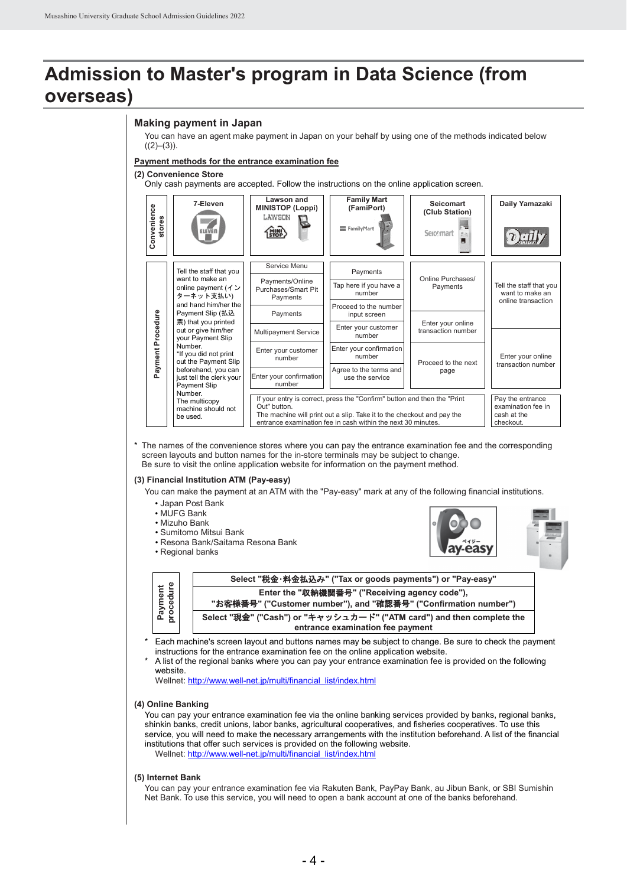# Admission to Master's program in Data Science (from overseas)

## Making payment in Japan

You can have an agent make payment in Japan on your behalf by using one of the methods indicated below ((2)–(3)).

**Payment methods for the entrance examination fee**

**(2) Convenience Store**

Only cash payments are accepted. Follow the instructions on the online application screen.

| Convenience stores | 7-Eleven | Lawson and MINISTOP (Loppi) | Family Mart (FamiPort) | Seicomart (Club Station) | Daily Yamazaki |
|---|---|---|---|---|---|
| Payment Procedure | Tell the staff that you want to make an online payment (インターネット支払い) and hand him/her the Payment Slip (払込票) that you printed out or give him/her your Payment Slip Number. *If you did not print out the Payment Slip beforehand, you can just tell the clerk your Payment Slip Number. The multicopy machine should not be used. | Service Menu → Payments/Online Purchases/Smart Pit Payments → Payments → Multipayment Service → Enter your customer number → Enter your confirmation number | Payments → Tap here if you have a number → Proceed to the number input screen → Enter your customer number → Enter your confirmation number → Agree to the terms and use the service | Online Purchases/ Payments → Enter your online transaction number → Proceed to the next page | Tell the staff that you want to make an online transaction → Enter your online transaction number |
| | | If your entry is correct, press the "Confirm" button and then the "Print Out" button. The machine will print out a slip. Take it to the checkout and pay the entrance examination fee in cash within the next 30 minutes. | | | Pay the entrance examination fee in cash at the checkout. |

\* The names of the convenience stores where you can pay the entrance examination fee and the corresponding screen layouts and button names for the in-store terminals may be subject to change. Be sure to visit the online application website for information on the payment method.

**(3) Financial Institution ATM (Pay-easy)**

You can make the payment at an ATM with the "Pay-easy" mark at any of the following financial institutions.

- Japan Post Bank
- MUFG Bank
- Mizuho Bank
- Sumitomo Mitsui Bank
- Resona Bank/Saitama Resona Bank
- Regional banks

| Payment procedure |
|---|
| Select "税金·料金払込み" ("Tax or goods payments") or "Pay-easy" |
| Enter the "収納機関番号" ("Receiving agency code"), "お客様番号" ("Customer number"), and "確認番号" ("Confirmation number") |
| Select "現金" ("Cash") or "キャッシュカード" ("ATM card") and then complete the entrance examination fee payment |

\* Each machine's screen layout and buttons names may be subject to change. Be sure to check the payment instructions for the entrance examination fee on the online application website.

\* A list of the regional banks where you can pay your entrance examination fee is provided on the following website.
Wellnet: http://www.well-net.jp/multi/financial_list/index.html

**(4) Online Banking**

You can pay your entrance examination fee via the online banking services provided by banks, regional banks, shinkin banks, credit unions, labor banks, agricultural cooperatives, and fisheries cooperatives. To use this service, you will need to make the necessary arrangements with the institution beforehand. A list of the financial institutions that offer such services is provided on the following website.
Wellnet: http://www.well-net.jp/multi/financial_list/index.html

**(5) Internet Bank**

You can pay your entrance examination fee via Rakuten Bank, PayPay Bank, au Jibun Bank, or SBI Sumishin Net Bank. To use this service, you will need to open a bank account at one of the banks beforehand.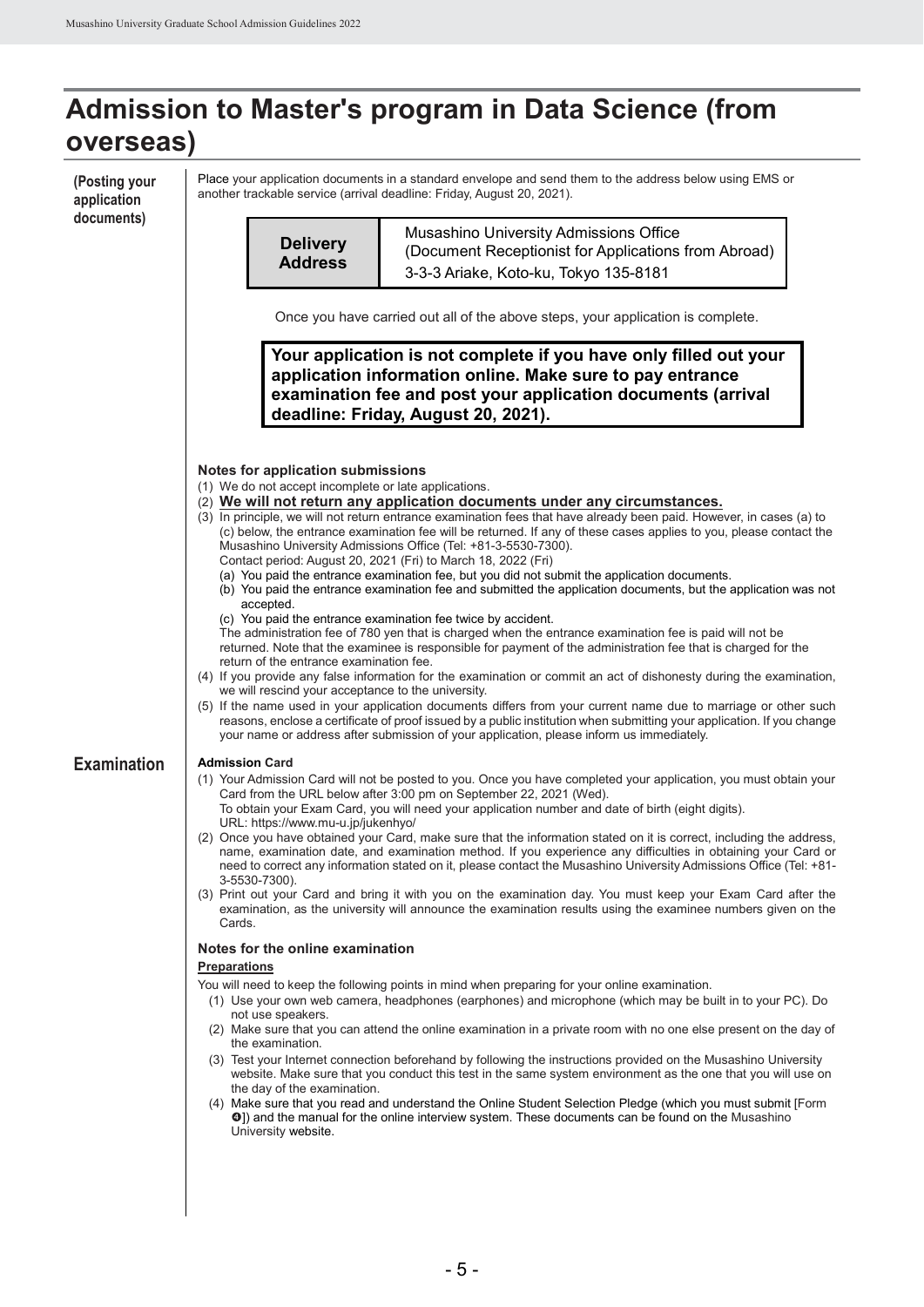# Admission to Master's program in Data Science (from overseas)

**(Posting your application documents)**

Place your application documents in a standard envelope and send them to the address below using EMS or another trackable service (arrival deadline: Friday, August 20, 2021).

| **Delivery Address** | Musashino University Admissions Office (Document Receptionist for Applications from Abroad) 3-3-3 Ariake, Koto-ku, Tokyo 135-8181 |
|---|---|

Once you have carried out all of the above steps, your application is complete.

**Your application is not complete if you have only filled out your application information online. Make sure to pay entrance examination fee and post your application documents (arrival deadline: Friday, August 20, 2021).**

**Notes for application submissions**

(1) We do not accept incomplete or late applications.

(2) **We will not return any application documents under any circumstances.**

(3) In principle, we will not return entrance examination fees that have already been paid. However, in cases (a) to (c) below, the entrance examination fee will be returned. If any of these cases applies to you, please contact the Musashino University Admissions Office (Tel: +81-3-5530-7300).
Contact period: August 20, 2021 (Fri) to March 18, 2022 (Fri)
  (a) You paid the entrance examination fee, but you did not submit the application documents.
  (b) You paid the entrance examination fee and submitted the application documents, but the application was not accepted.
  (c) You paid the entrance examination fee twice by accident.
The administration fee of 780 yen that is charged when the entrance examination fee is paid will not be returned. Note that the examinee is responsible for payment of the administration fee that is charged for the return of the entrance examination fee.

(4) If you provide any false information for the examination or commit an act of dishonesty during the examination, we will rescind your acceptance to the university.

(5) If the name used in your application documents differs from your current name due to marriage or other such reasons, enclose a certificate of proof issued by a public institution when submitting your application. If you change your name or address after submission of your application, please inform us immediately.

## Examination

**Admission Card**

(1) Your Admission Card will not be posted to you. Once you have completed your application, you must obtain your Card from the URL below after 3:00 pm on September 22, 2021 (Wed).
To obtain your Exam Card, you will need your application number and date of birth (eight digits).
URL: https://www.mu-u.jp/jukenhyo/

(2) Once you have obtained your Card, make sure that the information stated on it is correct, including the address, name, examination date, and examination method. If you experience any difficulties in obtaining your Card or need to correct any information stated on it, please contact the Musashino University Admissions Office (Tel: +81-3-5530-7300).

(3) Print out your Card and bring it with you on the examination day. You must keep your Exam Card after the examination, as the university will announce the examination results using the examinee numbers given on the Cards.

**Notes for the online examination**

**Preparations**

You will need to keep the following points in mind when preparing for your online examination.

(1) Use your own web camera, headphones (earphones) and microphone (which may be built in to your PC). Do not use speakers.

(2) Make sure that you can attend the online examination in a private room with no one else present on the day of the examination.

(3) Test your Internet connection beforehand by following the instructions provided on the Musashino University website. Make sure that you conduct this test in the same system environment as the one that you will use on the day of the examination.

(4) Make sure that you read and understand the Online Student Selection Pledge (which you must submit [Form ❹]) and the manual for the online interview system. These documents can be found on the Musashino University website.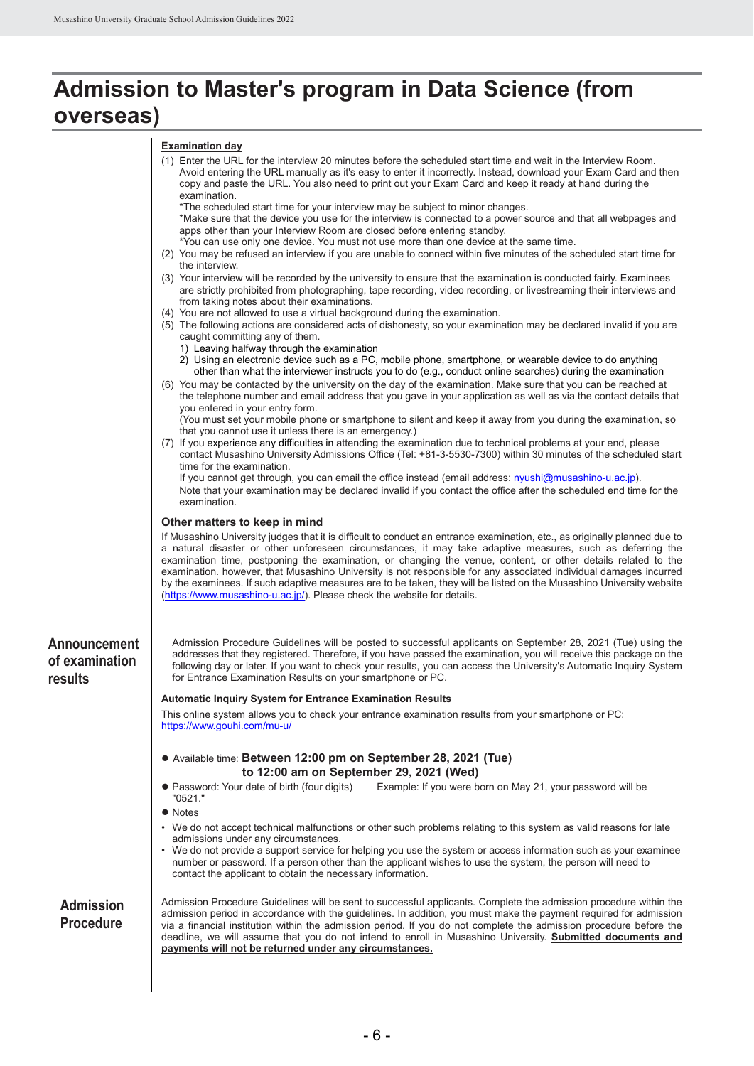# Admission to Master's program in Data Science (from overseas)

**Examination day**

(1) Enter the URL for the interview 20 minutes before the scheduled start time and wait in the Interview Room. Avoid entering the URL manually as it's easy to enter it incorrectly. Instead, download your Exam Card and then copy and paste the URL. You also need to print out your Exam Card and keep it ready at hand during the examination.
   *The scheduled start time for your interview may be subject to minor changes.
   *Make sure that the device you use for the interview is connected to a power source and that all webpages and apps other than your Interview Room are closed before entering standby.
   *You can use only one device. You must not use more than one device at the same time.
(2) You may be refused an interview if you are unable to connect within five minutes of the scheduled start time for the interview.
(3) Your interview will be recorded by the university to ensure that the examination is conducted fairly. Examinees are strictly prohibited from photographing, tape recording, video recording, or livestreaming their interviews and from taking notes about their examinations.
(4) You are not allowed to use a virtual background during the examination.
(5) The following actions are considered acts of dishonesty, so your examination may be declared invalid if you are caught committing any of them.
   1) Leaving halfway through the examination
   2) Using an electronic device such as a PC, mobile phone, smartphone, or wearable device to do anything other than what the interviewer instructs you to do (e.g., conduct online searches) during the examination
(6) You may be contacted by the university on the day of the examination. Make sure that you can be reached at the telephone number and email address that you gave in your application as well as via the contact details that you entered in your entry form.
   (You must set your mobile phone or smartphone to silent and keep it away from you during the examination, so that you cannot use it unless there is an emergency.)
(7) If you experience any difficulties in attending the examination due to technical problems at your end, please contact Musashino University Admissions Office (Tel: +81-3-5530-7300) within 30 minutes of the scheduled start time for the examination.
   If you cannot get through, you can email the office instead (email address: nyushi@musashino-u.ac.jp).
   Note that your examination may be declared invalid if you contact the office after the scheduled end time for the examination.

### Other matters to keep in mind

If Musashino University judges that it is difficult to conduct an entrance examination, etc., as originally planned due to a natural disaster or other unforeseen circumstances, it may take adaptive measures, such as deferring the examination time, postponing the examination, or changing the venue, content, or other details related to the examination. however, that Musashino University is not responsible for any associated individual damages incurred by the examinees. If such adaptive measures are to be taken, they will be listed on the Musashino University website (https://www.musashino-u.ac.jp/). Please check the website for details.

## Announcement of examination results

Admission Procedure Guidelines will be posted to successful applicants on September 28, 2021 (Tue) using the addresses that they registered. Therefore, if you have passed the examination, you will receive this package on the following day or later. If you want to check your results, you can access the University's Automatic Inquiry System for Entrance Examination Results on your smartphone or PC.

**Automatic Inquiry System for Entrance Examination Results**

This online system allows you to check your entrance examination results from your smartphone or PC:
https://www.gouhi.com/mu-u/

- Available time: **Between 12:00 pm on September 28, 2021 (Tue) to 12:00 am on September 29, 2021 (Wed)**
- Password: Your date of birth (four digits) Example: If you were born on May 21, your password will be "0521."
- Notes
  - We do not accept technical malfunctions or other such problems relating to this system as valid reasons for late admissions under any circumstances.
  - We do not provide a support service for helping you use the system or access information such as your examinee number or password. If a person other than the applicant wishes to use the system, the person will need to contact the applicant to obtain the necessary information.

## Admission Procedure

Admission Procedure Guidelines will be sent to successful applicants. Complete the admission procedure within the admission period in accordance with the guidelines. In addition, you must make the payment required for admission via a financial institution within the admission period. If you do not complete the admission procedure before the deadline, we will assume that you do not intend to enroll in Musashino University. **Submitted documents and payments will not be returned under any circumstances.**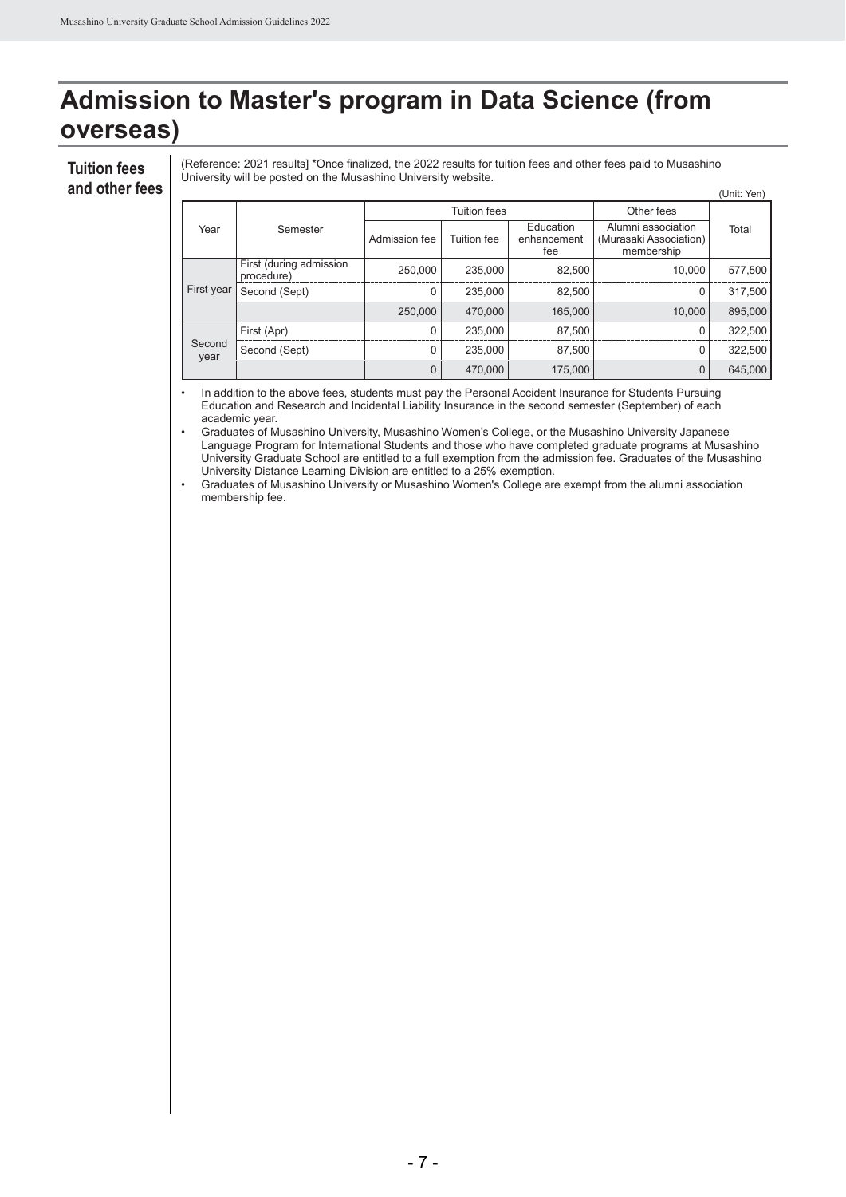# Admission to Master's program in Data Science (from overseas)

## Tuition fees and other fees

(Reference: 2021 results] *Once finalized, the 2022 results for tuition fees and other fees paid to Musashino University will be posted on the Musashino University website.

(Unit: Yen)

| Year | Semester | Tuition fees | | | Other fees | Total |
|---|---|---|---|---|---|---|
| | | Admission fee | Tuition fee | Education enhancement fee | Alumni association (Murasaki Association) membership | |
| First year | First (during admission procedure) | 250,000 | 235,000 | 82,500 | 10,000 | 577,500 |
| | Second (Sept) | 0 | 235,000 | 82,500 | 0 | 317,500 |
| | | 250,000 | 470,000 | 165,000 | 10,000 | 895,000 |
| Second year | First (Apr) | 0 | 235,000 | 87,500 | 0 | 322,500 |
| | Second (Sept) | 0 | 235,000 | 87,500 | 0 | 322,500 |
| | | 0 | 470,000 | 175,000 | 0 | 645,000 |

- In addition to the above fees, students must pay the Personal Accident Insurance for Students Pursuing Education and Research and Incidental Liability Insurance in the second semester (September) of each academic year.
- Graduates of Musashino University, Musashino Women's College, or the Musashino University Japanese Language Program for International Students and those who have completed graduate programs at Musashino University Graduate School are entitled to a full exemption from the admission fee. Graduates of the Musashino University Distance Learning Division are entitled to a 25% exemption.
- Graduates of Musashino University or Musashino Women's College are exempt from the alumni association membership fee.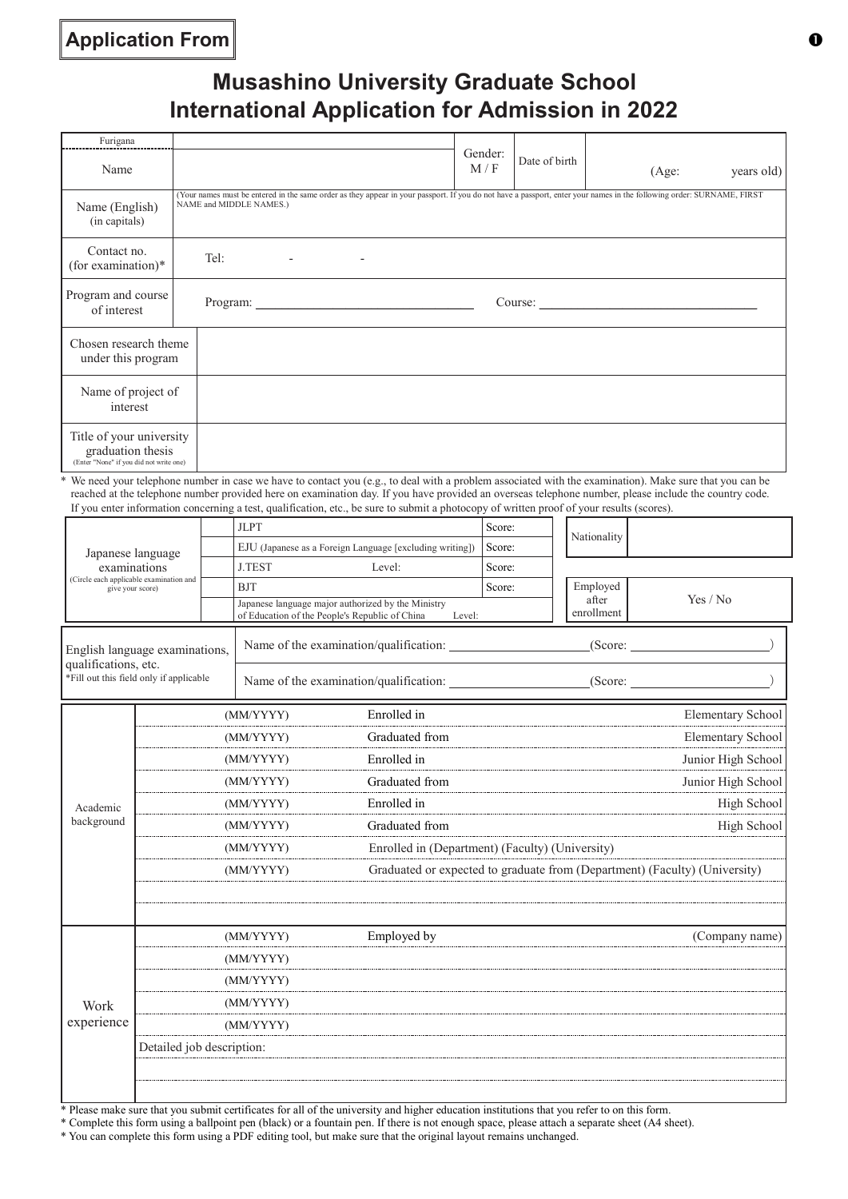**Application From**

# Musashino University Graduate School International Application for Admission in 2022

| Furigana | | | | |
|---|---|---|---|---|
| Name | | Gender: M / F | Date of birth | (Age: years old) |
| Name (English) (in capitals) | (Your names must be entered in the same order as they appear in your passport. If you do not have a passport, enter your names in the following order: SURNAME, FIRST NAME and MIDDLE NAMES.) | | | |
| Contact no. (for examination)* | Tel: - - | | | |
| Program and course of interest | Program: | Course: | | |
| Chosen research theme under this program | | | | |
| Name of project of interest | | | | |
| Title of your university graduation thesis (Enter "None" if you did not write one) | | | | |

\* We need your telephone number in case we have to contact you (e.g., to deal with a problem associated with the examination). Make sure that you can be reached at the telephone number provided here on examination day. If you have provided an overseas telephone number, please include the country code. If you enter information concerning a test, qualification, etc., be sure to submit a photocopy of written proof of your results (scores).

| Japanese language examinations (Circle each applicable examination and give your score) | | | |
|---|---|---|---|
| | JLPT | | Score: |
| | EJU (Japanese as a Foreign Language [excluding writing]) | | Score: |
| | J.TEST | Level: | Score: |
| | BJT | | Score: |
| | Japanese language major authorized by the Ministry of Education of the People's Republic of China | Level: | |

| Nationality | |
|---|---|
| Employed after enrollment | Yes / No |

| English language examinations, qualifications, etc. *Fill out this field only if applicable | |
|---|---|
| | Name of the examination/qualification: (Score: ) |
| | Name of the examination/qualification: (Score: ) |

| Academic background | | | |
|---|---|---|---|
| | (MM/YYYY) | Enrolled in | Elementary School |
| | (MM/YYYY) | Graduated from | Elementary School |
| | (MM/YYYY) | Enrolled in | Junior High School |
| | (MM/YYYY) | Graduated from | Junior High School |
| | (MM/YYYY) | Enrolled in | High School |
| | (MM/YYYY) | Graduated from | High School |
| | (MM/YYYY) | Enrolled in (Department) (Faculty) (University) | |
| | (MM/YYYY) | Graduated or expected to graduate from (Department) (Faculty) (University) | |
| | | | |
| | | | |

| Work experience | | | |
|---|---|---|---|
| | (MM/YYYY) | Employed by | (Company name) |
| | (MM/YYYY) | | |
| | (MM/YYYY) | | |
| | (MM/YYYY) | | |
| | (MM/YYYY) | | |
| | Detailed job description: | | |
| | | | |
| | | | |

\* Please make sure that you submit certificates for all of the university and higher education institutions that you refer to on this form.
\* Complete this form using a ballpoint pen (black) or a fountain pen. If there is not enough space, please attach a separate sheet (A4 sheet).
\* You can complete this form using a PDF editing tool, but make sure that the original layout remains unchanged.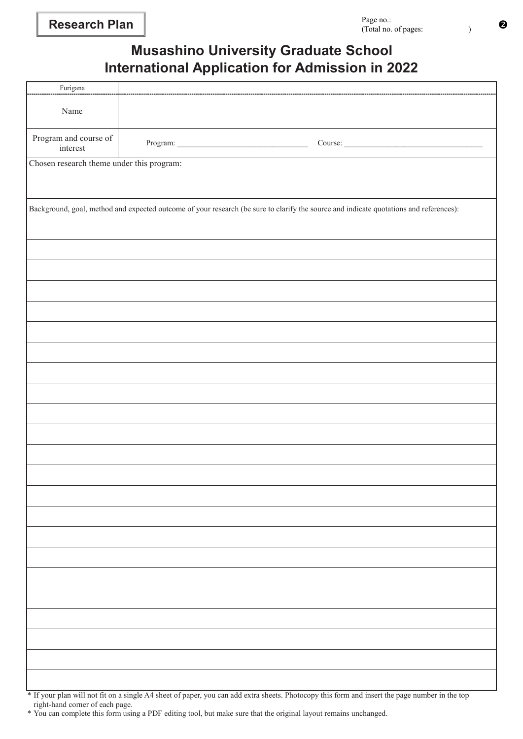**Research Plan**

Page no.:
(Total no. of pages: )

❷

# Musashino University Graduate School
# International Application for Admission in 2022

| Furigana | |
|---|---|
| Name | |
| Program and course of interest | Program: ______________________ Course: ______________________ |

Chosen research theme under this program:

Background, goal, method and expected outcome of your research (be sure to clarify the source and indicate quotations and references):

\* If your plan will not fit on a single A4 sheet of paper, you can add extra sheets. Photocopy this form and insert the page number in the top right-hand corner of each page.

\* You can complete this form using a PDF editing tool, but make sure that the original layout remains unchanged.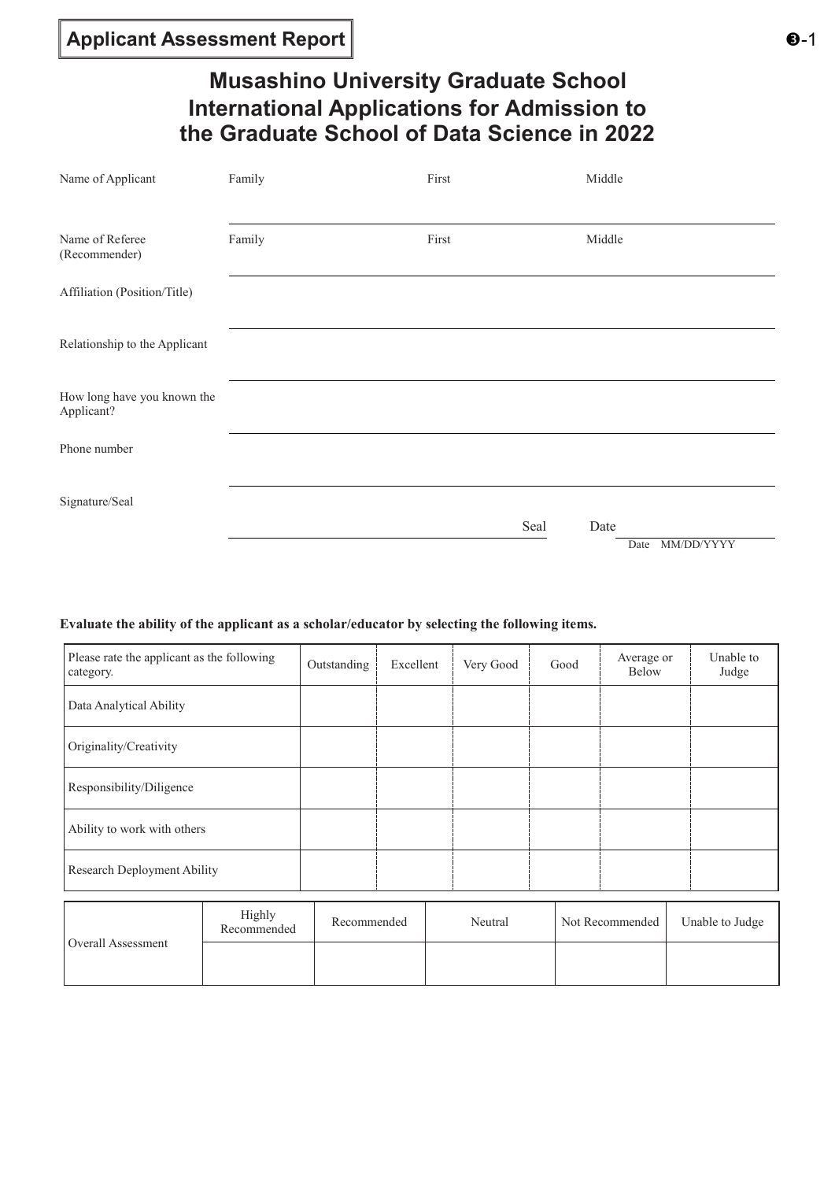**Applicant Assessment Report**

❸-1

# Musashino University Graduate School International Applications for Admission to the Graduate School of Data Science in 2022

| | | | |
|---|---|---|---|
| Name of Applicant | Family | First | Middle |
| Name of Referee (Recommender) | Family | First | Middle |
| Affiliation (Position/Title) | | | |
| Relationship to the Applicant | | | |
| How long have you known the Applicant? | | | |
| Phone number | | | |
| Signature/Seal | Seal | Date | Date MM/DD/YYYY |

**Evaluate the ability of the applicant as a scholar/educator by selecting the following items.**

| Please rate the applicant as the following category. | Outstanding | Excellent | Very Good | Good | Average or Below | Unable to Judge |
|---|---|---|---|---|---|---|
| Data Analytical Ability | | | | | | |
| Originality/Creativity | | | | | | |
| Responsibility/Diligence | | | | | | |
| Ability to work with others | | | | | | |
| Research Deployment Ability | | | | | | |

| | Highly Recommended | Recommended | Neutral | Not Recommended | Unable to Judge |
|---|---|---|---|---|---|
| Overall Assessment | | | | | |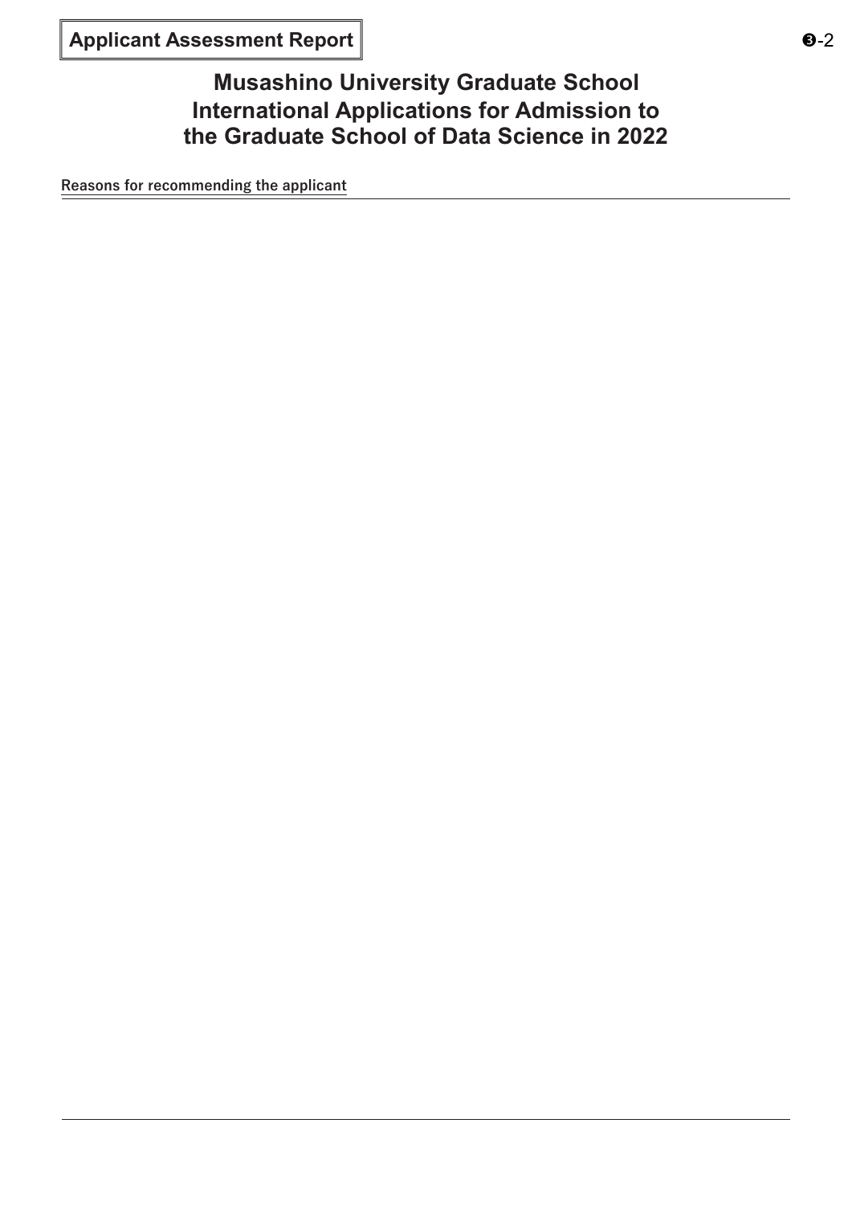**Applicant Assessment Report**

❸-2

# Musashino University Graduate School International Applications for Admission to the Graduate School of Data Science in 2022

Reasons for recommending the applicant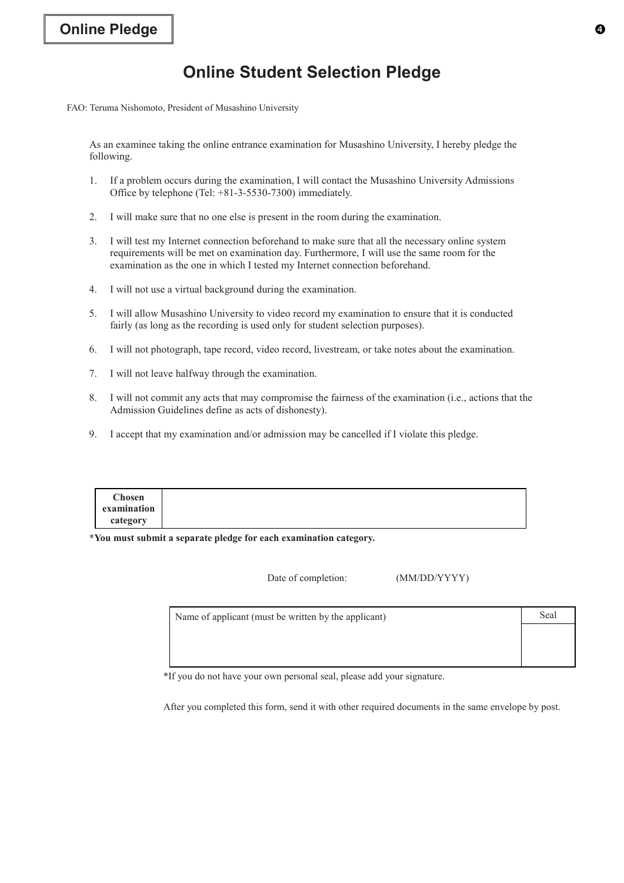**Online Pledge**

# Online Student Selection Pledge

FAO: Teruma Nishomoto, President of Musashino University

As an examinee taking the online entrance examination for Musashino University, I hereby pledge the following.

1. If a problem occurs during the examination, I will contact the Musashino University Admissions Office by telephone (Tel: +81-3-5530-7300) immediately.
2. I will make sure that no one else is present in the room during the examination.
3. I will test my Internet connection beforehand to make sure that all the necessary online system requirements will be met on examination day. Furthermore, I will use the same room for the examination as the one in which I tested my Internet connection beforehand.
4. I will not use a virtual background during the examination.
5. I will allow Musashino University to video record my examination to ensure that it is conducted fairly (as long as the recording is used only for student selection purposes).
6. I will not photograph, tape record, video record, livestream, or take notes about the examination.
7. I will not leave halfway through the examination.
8. I will not commit any acts that may compromise the fairness of the examination (i.e., actions that the Admission Guidelines define as acts of dishonesty).
9. I accept that my examination and/or admission may be cancelled if I violate this pledge.

| **Chosen examination category** | |
|---|---|

**\*You must submit a separate pledge for each examination category.**

Date of completion: (MM/DD/YYYY)

| Name of applicant (must be written by the applicant) | Seal |
|---|---|
| | |

*If you do not have your own personal seal, please add your signature.

After you completed this form, send it with other required documents in the same envelope by post.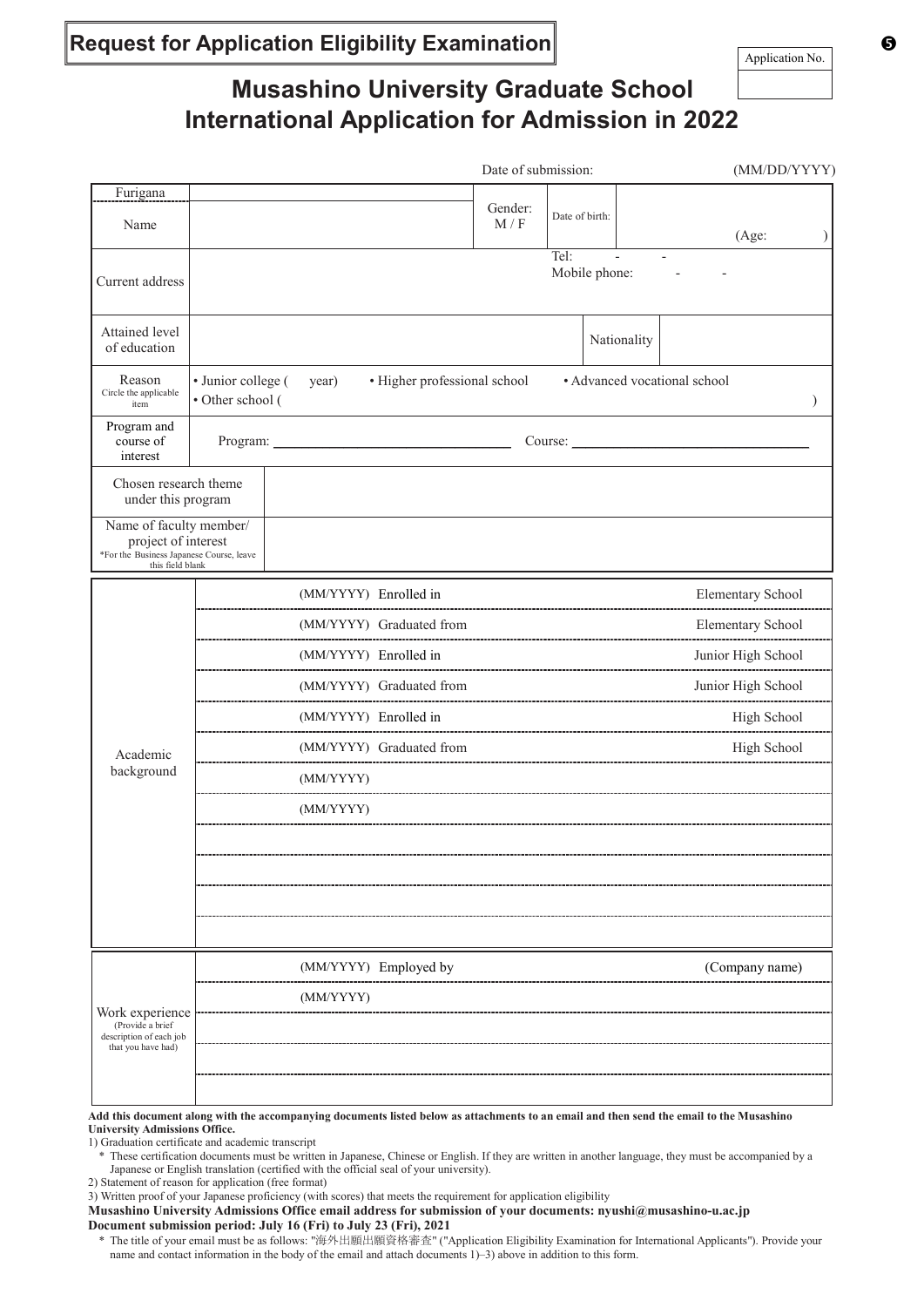# Request for Application Eligibility Examination

❺

| Application No. |
|---|
| |

## Musashino University Graduate School International Application for Admission in 2022

Date of submission: (MM/DD/YYYY)

| | | | | | |
|---|---|---|---|---|---|
| Furigana | | Gender: M / F | Date of birth: | (Age: ) | |
| Name | | | | | |
| Current address | | Tel: - - <br> Mobile phone: - - | | | |
| Attained level of education | | | Nationality | | |
| Reason <br> Circle the applicable item | • Junior college ( year) • Higher professional school • Advanced vocational school <br> • Other school ( ) | | | | |
| Program and course of interest | Program: | Course: | | | |
| Chosen research theme under this program | | | | | |
| Name of faculty member/ project of interest <br> *For the Business Japanese Course, leave this field blank | | | | | |

| | | |
|---|---|---|
| Academic background | (MM/YYYY) Enrolled in | Elementary School |
| | (MM/YYYY) Graduated from | Elementary School |
| | (MM/YYYY) Enrolled in | Junior High School |
| | (MM/YYYY) Graduated from | Junior High School |
| | (MM/YYYY) Enrolled in | High School |
| | (MM/YYYY) Graduated from | High School |
| | (MM/YYYY) | |
| | (MM/YYYY) | |
| | | |
| | | |
| | | |
| | | |

| | | |
|---|---|---|
| Work experience <br> (Provide a brief description of each job that you have had) | (MM/YYYY) Employed by | (Company name) |
| | (MM/YYYY) | |
| | | |
| | | |
| | | |

**Add this document along with the accompanying documents listed below as attachments to an email and then send the email to the Musashino University Admissions Office.**

1) Graduation certificate and academic transcript
   * These certification documents must be written in Japanese, Chinese or English. If they are written in another language, they must be accompanied by a Japanese or English translation (certified with the official seal of your university).
2) Statement of reason for application (free format)
3) Written proof of your Japanese proficiency (with scores) that meets the requirement for application eligibility

**Musashino University Admissions Office email address for submission of your documents: nyushi@musashino-u.ac.jp**

**Document submission period: July 16 (Fri) to July 23 (Fri), 2021**

* The title of your email must be as follows: "海外出願出願資格審査" ("Application Eligibility Examination for International Applicants"). Provide your name and contact information in the body of the email and attach documents 1)–3) above in addition to this form.